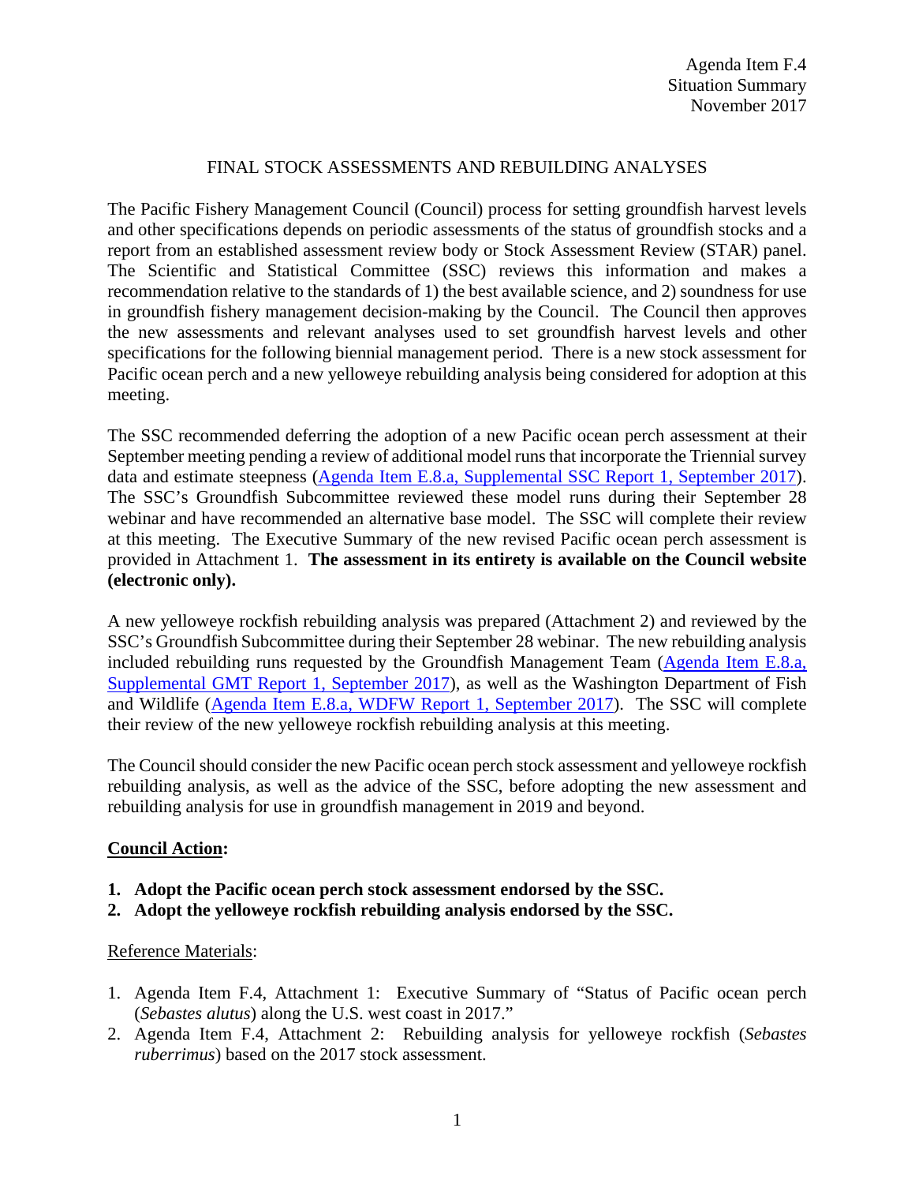Agenda Item F.4
Situation Summary
November 2017

# FINAL STOCK ASSESSMENTS AND REBUILDING ANALYSES

The Pacific Fishery Management Council (Council) process for setting groundfish harvest levels and other specifications depends on periodic assessments of the status of groundfish stocks and a report from an established assessment review body or Stock Assessment Review (STAR) panel. The Scientific and Statistical Committee (SSC) reviews this information and makes a recommendation relative to the standards of 1) the best available science, and 2) soundness for use in groundfish fishery management decision-making by the Council. The Council then approves the new assessments and relevant analyses used to set groundfish harvest levels and other specifications for the following biennial management period. There is a new stock assessment for Pacific ocean perch and a new yelloweye rebuilding analysis being considered for adoption at this meeting.

The SSC recommended deferring the adoption of a new Pacific ocean perch assessment at their September meeting pending a review of additional model runs that incorporate the Triennial survey data and estimate steepness (Agenda Item E.8.a, Supplemental SSC Report 1, September 2017). The SSC's Groundfish Subcommittee reviewed these model runs during their September 28 webinar and have recommended an alternative base model. The SSC will complete their review at this meeting. The Executive Summary of the new revised Pacific ocean perch assessment is provided in Attachment 1. **The assessment in its entirety is available on the Council website (electronic only).**

A new yelloweye rockfish rebuilding analysis was prepared (Attachment 2) and reviewed by the SSC's Groundfish Subcommittee during their September 28 webinar. The new rebuilding analysis included rebuilding runs requested by the Groundfish Management Team (Agenda Item E.8.a, Supplemental GMT Report 1, September 2017), as well as the Washington Department of Fish and Wildlife (Agenda Item E.8.a, WDFW Report 1, September 2017). The SSC will complete their review of the new yelloweye rockfish rebuilding analysis at this meeting.

The Council should consider the new Pacific ocean perch stock assessment and yelloweye rockfish rebuilding analysis, as well as the advice of the SSC, before adopting the new assessment and rebuilding analysis for use in groundfish management in 2019 and beyond.

**Council Action:**

1. **Adopt the Pacific ocean perch stock assessment endorsed by the SSC.**
2. **Adopt the yelloweye rockfish rebuilding analysis endorsed by the SSC.**

Reference Materials:

1. Agenda Item F.4, Attachment 1: Executive Summary of "Status of Pacific ocean perch (*Sebastes alutus*) along the U.S. west coast in 2017."
2. Agenda Item F.4, Attachment 2: Rebuilding analysis for yelloweye rockfish (*Sebastes ruberrimus*) based on the 2017 stock assessment.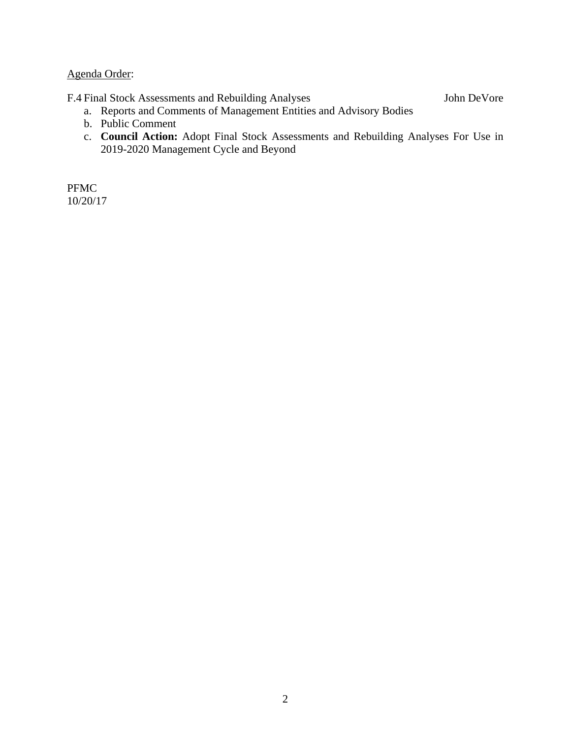<u>Agenda Order</u>:

F.4 Final Stock Assessments and Rebuilding Analyses John DeVore

a. Reports and Comments of Management Entities and Advisory Bodies
b. Public Comment
c. **Council Action:** Adopt Final Stock Assessments and Rebuilding Analyses For Use in 2019-2020 Management Cycle and Beyond

PFMC
10/20/17